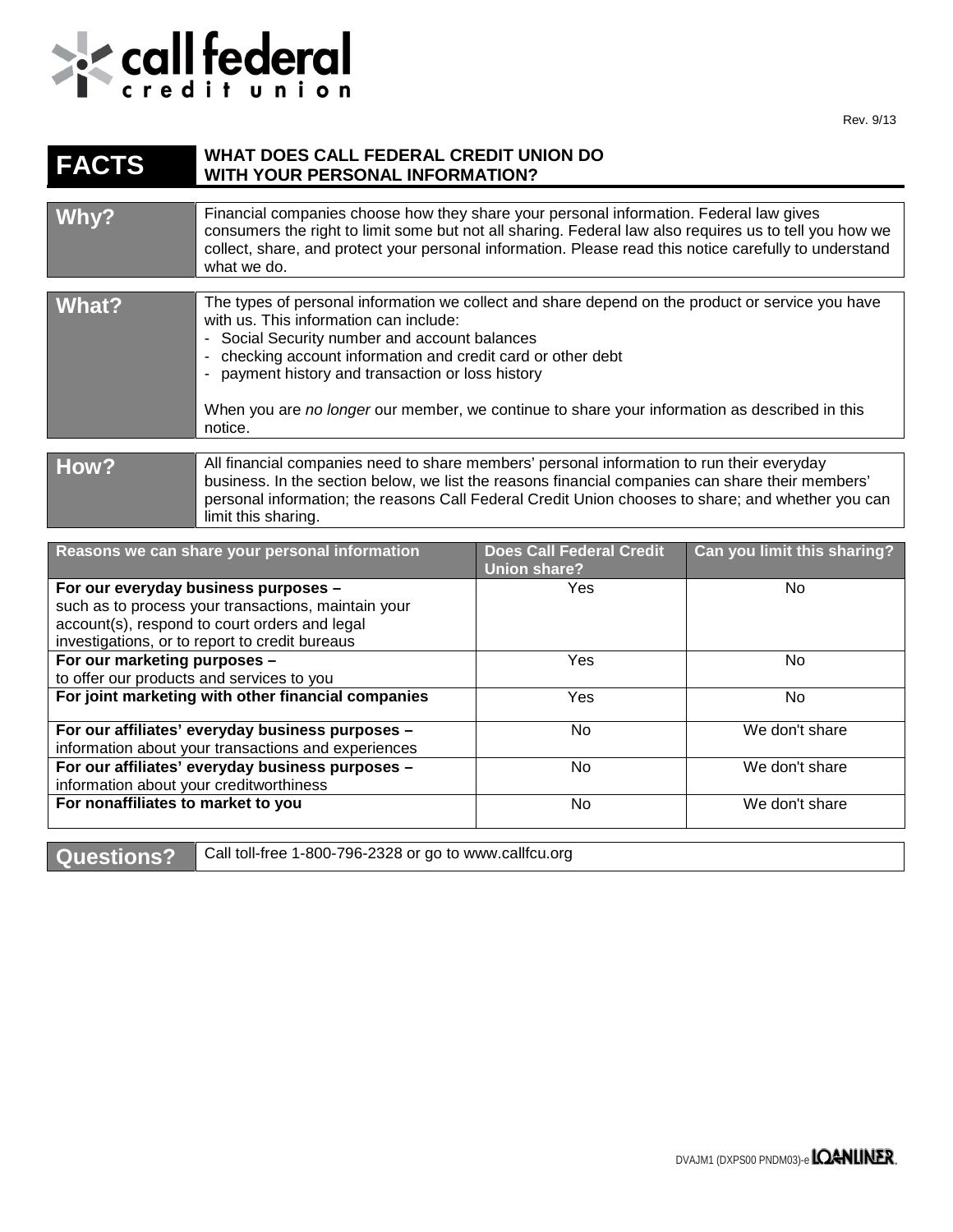call federal credit union

Rev. 9/13

# FACTS — WHAT DOES CALL FEDERAL CREDIT UNION DO WITH YOUR PERSONAL INFORMATION?

| | |
|---|---|
| **Why?** | Financial companies choose how they share your personal information. Federal law gives consumers the right to limit some but not all sharing. Federal law also requires us to tell you how we collect, share, and protect your personal information. Please read this notice carefully to understand what we do. |
| **What?** | The types of personal information we collect and share depend on the product or service you have with us. This information can include:<br>- Social Security number and account balances<br>- checking account information and credit card or other debt<br>- payment history and transaction or loss history<br><br>When you are *no longer* our member, we continue to share your information as described in this notice. |
| **How?** | All financial companies need to share members' personal information to run their everyday business. In the section below, we list the reasons financial companies can share their members' personal information; the reasons Call Federal Credit Union chooses to share; and whether you can limit this sharing. |

| Reasons we can share your personal information | Does Call Federal Credit Union share? | Can you limit this sharing? |
|---|---|---|
| **For our everyday business purposes –** such as to process your transactions, maintain your account(s), respond to court orders and legal investigations, or to report to credit bureaus | Yes | No |
| **For our marketing purposes –** to offer our products and services to you | Yes | No |
| **For joint marketing with other financial companies** | Yes | No |
| **For our affiliates' everyday business purposes –** information about your transactions and experiences | No | We don't share |
| **For our affiliates' everyday business purposes –** information about your creditworthiness | No | We don't share |
| **For nonaffiliates to market to you** | No | We don't share |

| | |
|---|---|
| **Questions?** | Call toll-free 1-800-796-2328 or go to www.callfcu.org |

DVAJM1 (DXPS00 PNDM03)-e LOANLINER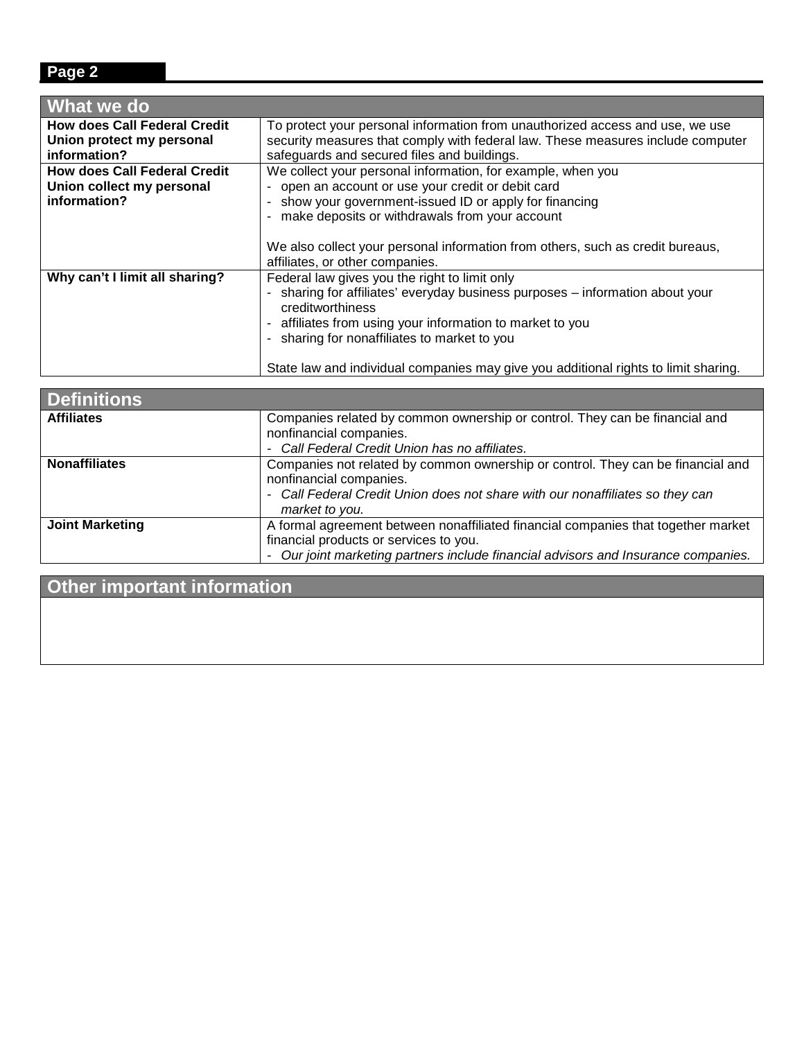| What we do | |
|---|---|
| **How does Call Federal Credit Union protect my personal information?** | To protect your personal information from unauthorized access and use, we use security measures that comply with federal law. These measures include computer safeguards and secured files and buildings. |
| **How does Call Federal Credit Union collect my personal information?** | We collect your personal information, for example, when you<br>- open an account or use your credit or debit card<br>- show your government-issued ID or apply for financing<br>- make deposits or withdrawals from your account<br><br>We also collect your personal information from others, such as credit bureaus, affiliates, or other companies. |
| **Why can't I limit all sharing?** | Federal law gives you the right to limit only<br>- sharing for affiliates' everyday business purposes – information about your creditworthiness<br>- affiliates from using your information to market to you<br>- sharing for nonaffiliates to market to you<br><br>State law and individual companies may give you additional rights to limit sharing. |

| Definitions | |
|---|---|
| **Affiliates** | Companies related by common ownership or control. They can be financial and nonfinancial companies.<br>- *Call Federal Credit Union has no affiliates.* |
| **Nonaffiliates** | Companies not related by common ownership or control. They can be financial and nonfinancial companies.<br>- *Call Federal Credit Union does not share with our nonaffiliates so they can market to you.* |
| **Joint Marketing** | A formal agreement between nonaffiliated financial companies that together market financial products or services to you.<br>- *Our joint marketing partners include financial advisors and Insurance companies.* |

## Other important information